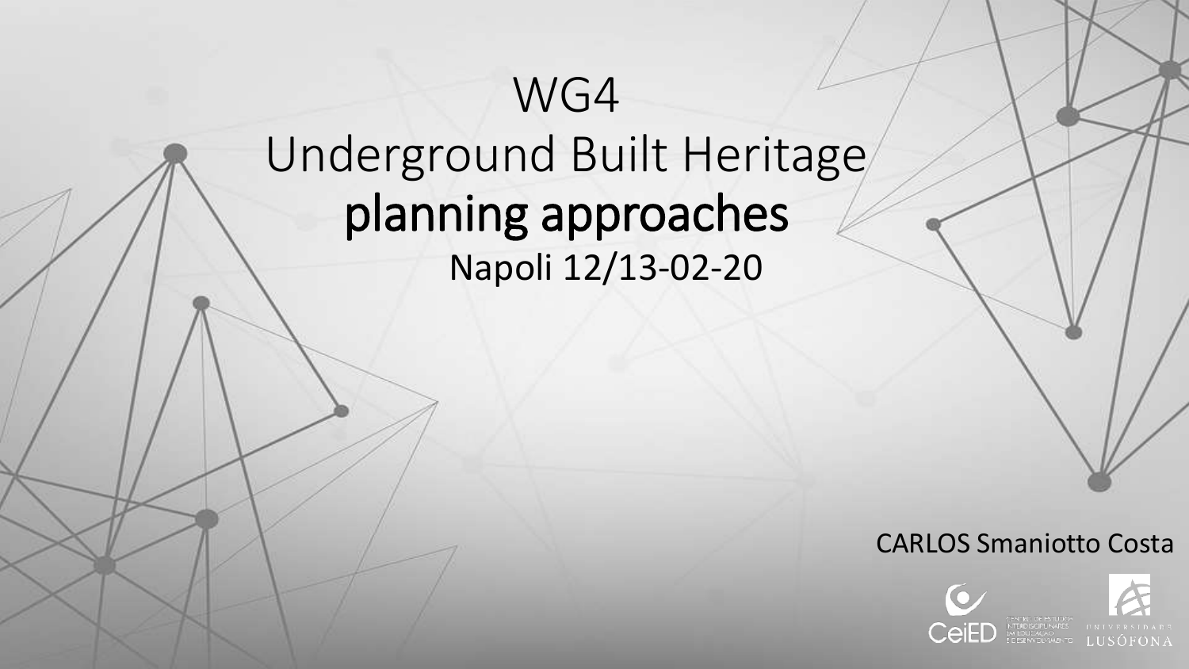# WG4
# Underground Built Heritage
# planning approaches

Napoli 12/13-02-20

CARLOS Smaniotto Costa

CeiED CENTRO DE ESTUDOS INTERDISCIPLINARES EM EDUCAÇÃO E DESENVOLVIMENTO

UNIVERSIDADE LUSÓFONA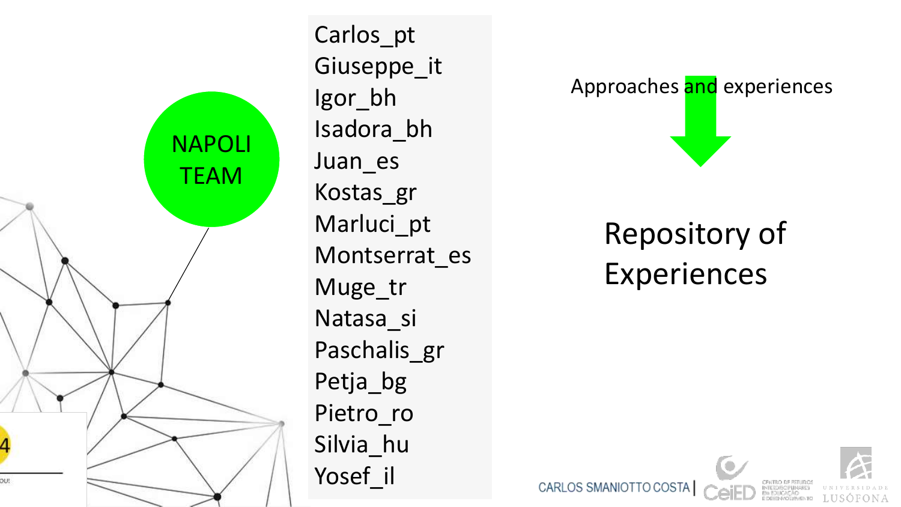NAPOLI TEAM

Carlos_pt
Giuseppe_it
Igor_bh
Isadora_bh
Juan_es
Kostas_gr
Marluci_pt
Montserrat_es
Muge_tr
Natasa_si
Paschalis_gr
Petja_bg
Pietro_ro
Silvia_hu
Yosef_il

Approaches and experiences

## Repository of Experiences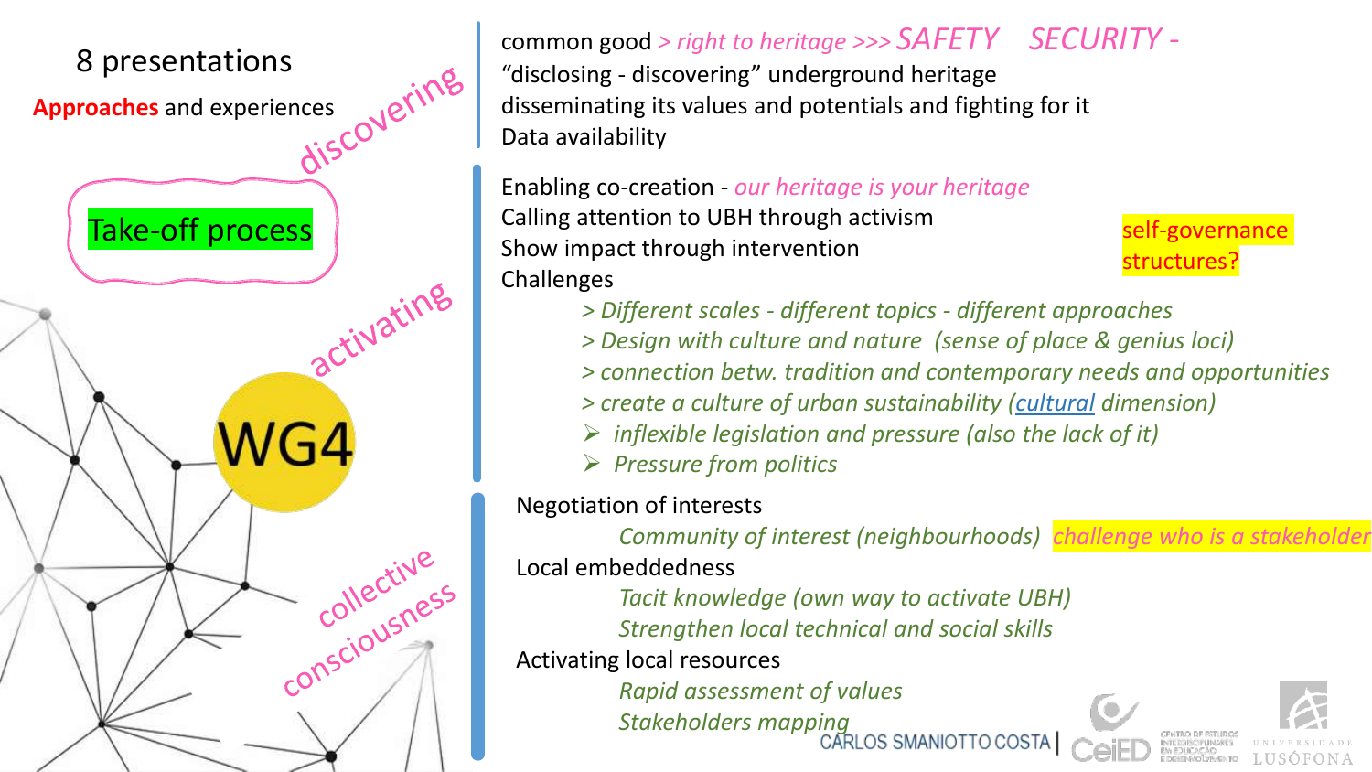8 presentations

**Approaches** and experiences

discovering

Take-off process

activating

WG4

collective consciousness

common good *> right to heritage >>> SAFETY SECURITY -*
"disclosing - discovering" underground heritage
disseminating its values and potentials and fighting for it
Data availability

Enabling co-creation - *our heritage is your heritage*
Calling attention to UBH through activism
Show impact through intervention
Challenges

- *> Different scales - different topics - different approaches*
- *> Design with culture and nature (sense of place & genius loci)*
- *> connection betw. tradition and contemporary needs and opportunities*
- *> create a culture of urban sustainability (cultural dimension)*
- *inflexible legislation and pressure (also the lack of it)*
- *Pressure from politics*

self-governance structures?

Negotiation of interests

*Community of interest (neighbourhoods)* *challenge who is a stakeholder*

Local embeddedness

*Tacit knowledge (own way to activate UBH)*
*Strengthen local technical and social skills*

Activating local resources

*Rapid assessment of values*
*Stakeholders mapping*

CARLOS SMANIOTTO COSTA | CeiED | UNIVERSIDADE LUSÓFONA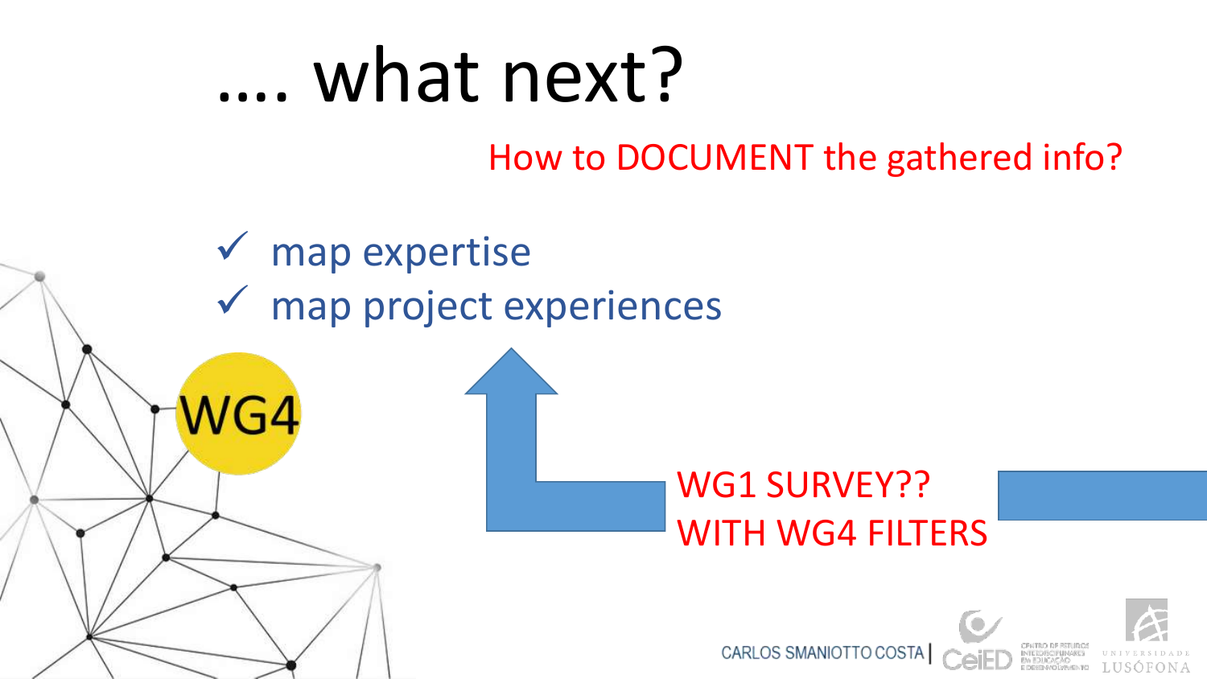# …. what next?

How to DOCUMENT the gathered info?

- ✓ map expertise
- ✓ map project experiences

WG4

WG1 SURVEY??
WITH WG4 FILTERS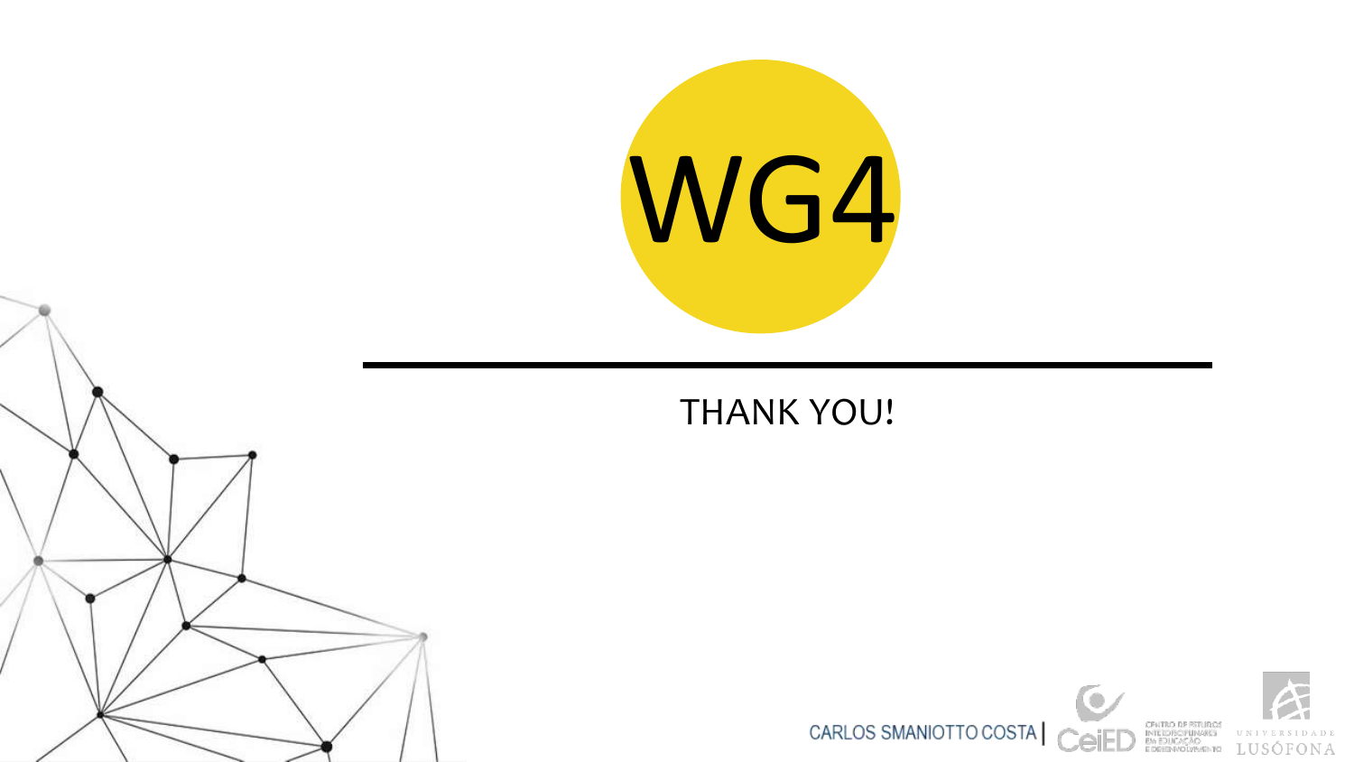# WG4

THANK YOU!

CARLOS SMANIOTTO COSTA | CeiED CENTRO DE ESTUDOS INTERDISCIPLINARES EM EDUCAÇÃO E DESENVOLVIMENTO | UNIVERSIDADE LUSÓFONA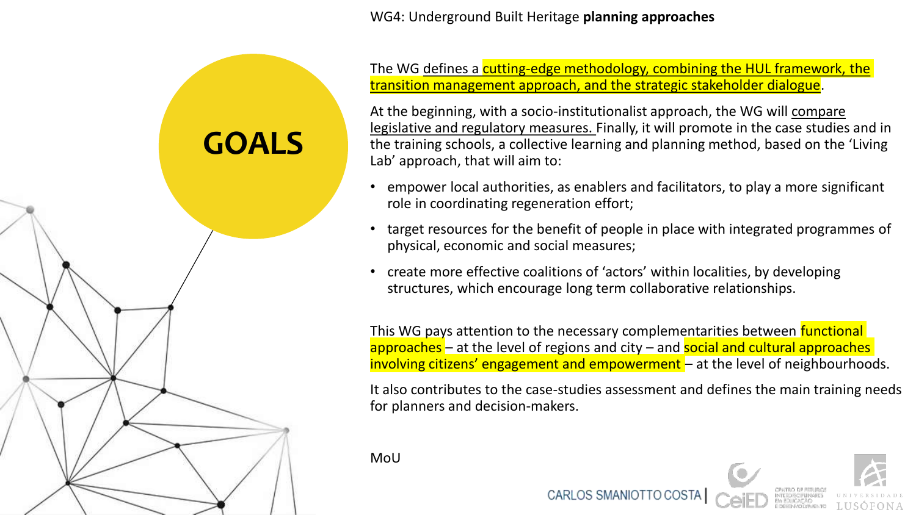WG4: Underground Built Heritage **planning approaches**

# GOALS

The WG defines a cutting-edge methodology, combining the HUL framework, the transition management approach, and the strategic stakeholder dialogue.

At the beginning, with a socio-institutionalist approach, the WG will compare legislative and regulatory measures. Finally, it will promote in the case studies and in the training schools, a collective learning and planning method, based on the 'Living Lab' approach, that will aim to:

- empower local authorities, as enablers and facilitators, to play a more significant role in coordinating regeneration effort;
- target resources for the benefit of people in place with integrated programmes of physical, economic and social measures;
- create more effective coalitions of 'actors' within localities, by developing structures, which encourage long term collaborative relationships.

This WG pays attention to the necessary complementarities between functional approaches – at the level of regions and city – and social and cultural approaches involving citizens' engagement and empowerment – at the level of neighbourhoods.

It also contributes to the case-studies assessment and defines the main training needs for planners and decision-makers.

MoU

CARLOS SMANIOTTO COSTA | CeiED CENTRO DE ESTUDOS INTERDISCIPLINARES EM EDUCAÇÃO E DESENVOLVIMENTO | UNIVERSIDADE LUSÓFONA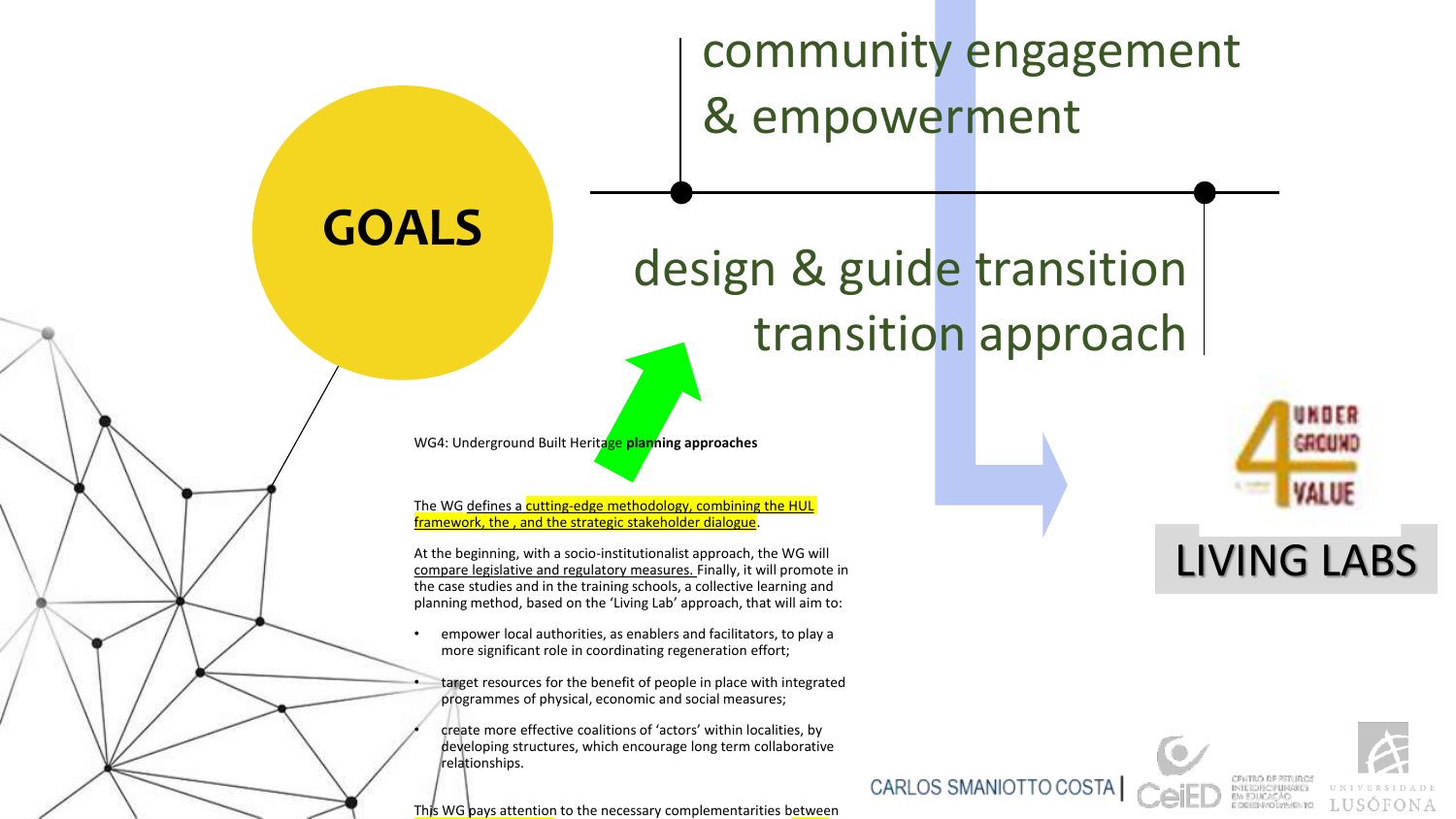# GOALS

community engagement & empowerment

design & guide transition

transition approach

LIVING LABS

WG4: Underground Built Heritage **planning approaches**

The WG defines a cutting-edge methodology, combining the HUL framework, the , and the strategic stakeholder dialogue.

At the beginning, with a socio-institutionalist approach, the WG will compare legislative and regulatory measures. Finally, it will promote in the case studies and in the training schools, a collective learning and planning method, based on the 'Living Lab' approach, that will aim to:

- empower local authorities, as enablers and facilitators, to play a more significant role in coordinating regeneration effort;
- target resources for the benefit of people in place with integrated programmes of physical, economic and social measures;
- create more effective coalitions of 'actors' within localities, by developing structures, which encourage long term collaborative relationships.

This WG pays attention to the necessary complementarities between

CARLOS SMANIOTTO COSTA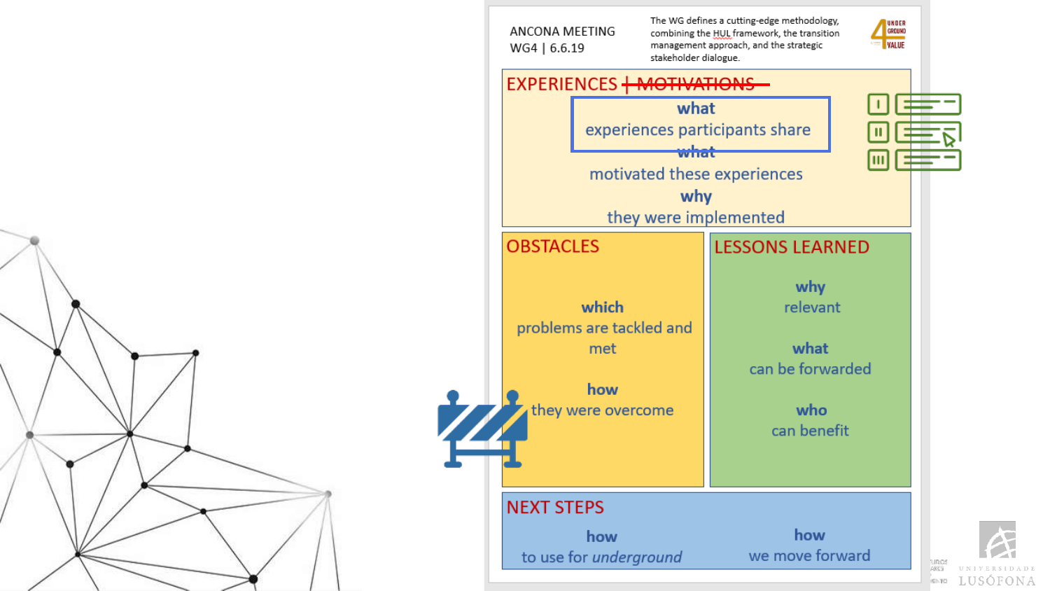ANCONA MEETING
WG4 | 6.6.19

The WG defines a cutting-edge methodology, combining the HUL framework, the transition management approach, and the strategic stakeholder dialogue.

## EXPERIENCES ~~| MOTIVATIONS~~

**what**
experiences participants share

**what**
motivated these experiences

**why**
they were implemented

## OBSTACLES

**which**
problems are tackled and met

**how**
they were overcome

## LESSONS LEARNED

**why**
relevant

**what**
can be forwarded

**who**
can benefit

## NEXT STEPS

**how**
to use for *underground*

**how**
we move forward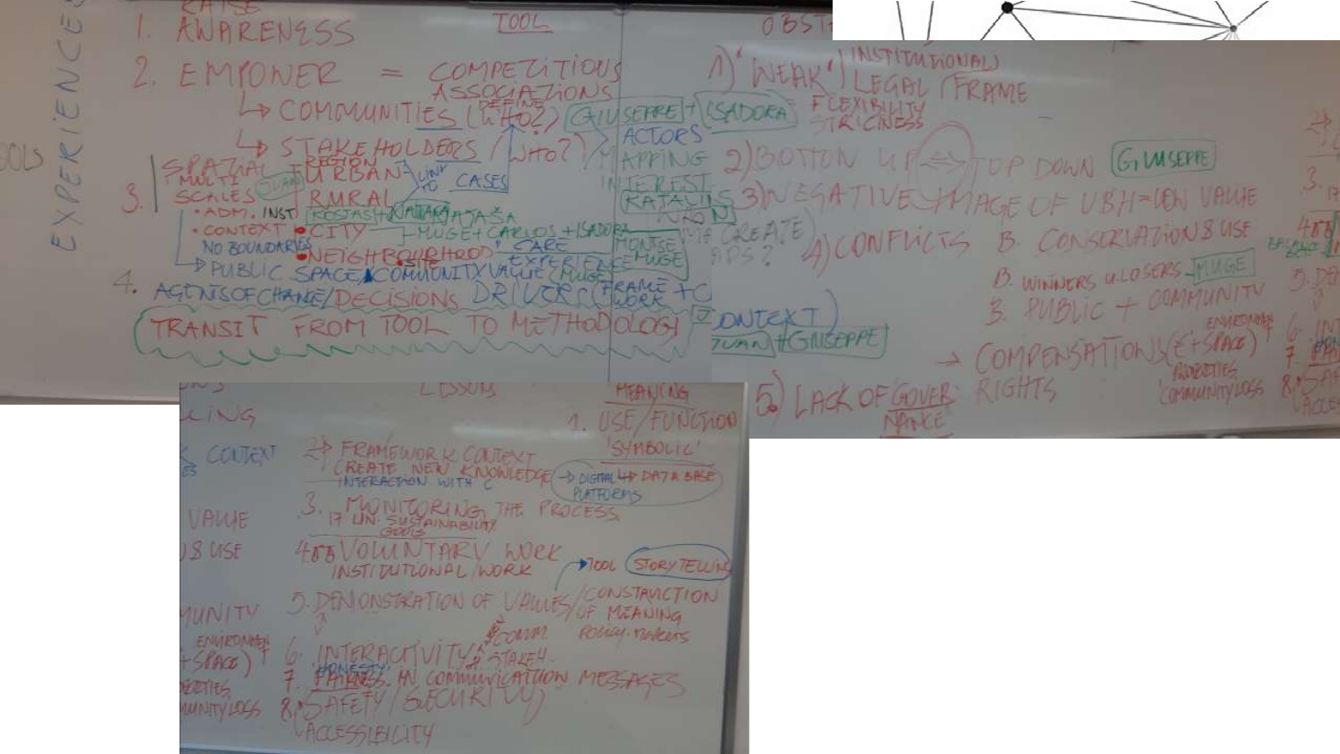EXPERIENCES

RAISE
1. AWARENESS — TOOL
2. EMPOWER = COMPETITIONS / DEFINE ASSOCIATIONS
   - → COMMUNITIES (WHO?) — GIUSEPPE + ISADORA — ACTORS
   - → STAKEHOLDERS (WHO?) — MAPPING INTEREST — KATALIN?
3. SPATIAL / MULTI SCALES (JUAN) — REGION, URBAN, RURAL — LINK TO CASES
   - • ADM. INST. — KOSTAS + KATARINA + AJASA
   - • CONTEXT, NO BOUNDARIES — • CITY — MUGE + CARLOS + ISADORA
   - • NEIGHBOURHOOD — CARE EXPERIENCES — MONTSE + MUGE
   - → PUBLIC SPACE, COMMUNITY VALUE (MUGE)
4. AGENTS OF CHANGE / DECISIONS DRIVERS (FRAMEWORK + CONTEXT) — JUAN + GIUSEPPE

TRANSIT FROM TOOL TO METHODOLOGY

IF CREATE APPS?

OBSTACLES

1) "WEAK" INSTITUTIONAL LEGAL FRAME — FLEXIBILITY / STRICTNESS
2) BOTTOM UP ⟺ TOP DOWN — GIUSEPPE
3) NEGATIVE IMAGE OF UBH = LOW VALUE
4) CONFLICTS
   - B. CONSERVATIONS USE
   - B. WINNERS & LOSERS — MUGE
   - B. PUBLIC + COMMUNITY
   - → COMPENSATIONS (€ + SPACE) — ENVIRONMENT, PROPERTIES, COMMUNITY LOSS — RIGHTS
5) LACK OF GOVERNANCE

LESSONS — MEANING

1. USE / FUNCTION — 'SYMBOLIC'
2. FRAMEWORK CONTEXT — CREATE NEW KNOWLEDGE (INTERACTION WITH C) → DIGITAL ↔ DATA BASE PLATFORMS
3. MONITORING THE PROCESS — 17 UN SUSTAINABILITY GOALS
4. VOLUNTARY WORK / INSTITUTIONAL WORK → TOOL: STORY TELLING
5. DEMONSTRATION OF VALUES / CONSTRUCTION OF MEANING — POLICY MAKERS
6. INTERACTIVITY, COMM., STAKEH.
7. HONESTY / FAIRNESS IN COMMUNICATION MESSAGES
8. SAFETY / SECURITY — ACCESSIBILITY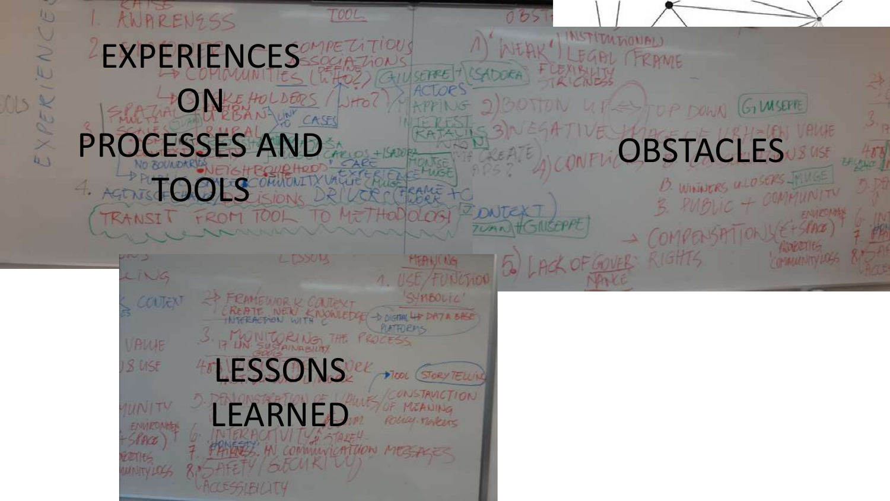# EXPERIENCES ON PROCESSES AND TOOLS

1. AWARENESS
2. DEFINE COMPETITIONS / ASSOCIATIONS
   → COMMUNITIES (WHO?)
   → STAKEHOLDERS (WHO?)
   SPATIAL URBAN / MULTI SCALES / RURAL
   NO BOUNDARIES
   → NEIGHBOURHOOD
   COMMUNITY VALUE
4. AGENTS OF DECISIONS DRIVERS

TOOL

GIUSEPPE + ISADORA

ACTORS MAPPING

INTEREST KATALINA

CARLOS + ISADORA

CARE

EXPERIENCES

FRAMEWORK + CONTEXT

TRANSIT FROM TOOL TO METHODOLOGY

# OBSTACLES

1) "WEAK" INSTITUTIONAL LEGAL FRAME
   FLEXIBILITY STRICTNESS
2) BOTTOM UP ⟷ TOP DOWN (GIUSEPPE)
3) NEGATIVE IMAGE OF URBAN VALUE
4) CONFLICTS
5) LACK OF GOVERNANCE

B. WINNERS & LOSERS
3. PUBLIC + COMMUNITY
→ COMPENSATIONS (€ + SPACE) ENVIRONMENT
RIGHTS
PROPERTIES
COMMUNITY LOSS

# LESSONS LEARNED

MEANING
1. USE / FUNCTION
   'SYMBOLIC'
2. FRAMEWORK CONTEXT
   CREATE NEW KNOWLEDGE → DIGITAL DATA BASE PLATFORMS
   INTERACTION WITH C
3. MONITORING THE PROCESS
   17 UN SUSTAINABILITY GOALS
4. → TOOL (STORYTELLING)
5. DEMONSTRATION OF VALUES / CONSTRUCTION OF MEANING
   POLICY MAKERS
6. INTERACTIVITY OF STAKEHOLDERS
7. HONESTY IN COMMUNICATION MESSAGES
8. SAFETY / SECURITY
   ACCESSIBILITY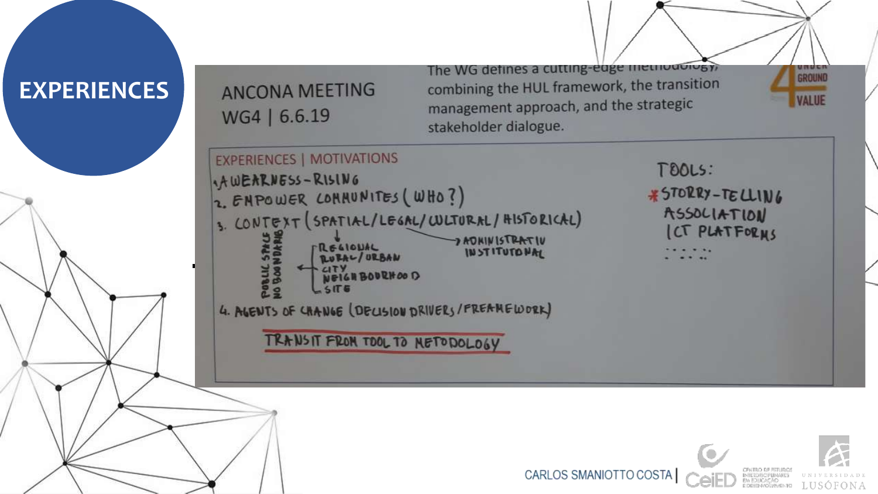# EXPERIENCES

ANCONA MEETING
WG4 | 6.6.19

The WG defines a cutting-edge methodology, combining the HUL framework, the transition management approach, and the strategic stakeholder dialogue.

UNDER GROUND VALUE

EXPERIENCES | MOTIVATIONS

1. AWEARNESS-RISING
2. EMPOWER COMMUNITES (WHO?)
3. CONTEXT (SPATIAL/LEGAL/CULTURAL/HISTORICAL)
   - REGIONAL
   - RURAL/URBAN
   - CITY
   - NEIGHBOURHOOD
   - SITE
   - PUBLIC SPACE / NO BOUNDARIES
   - ADMINISTRATIV / INSTITUTONAL
4. AGENTS OF CHANGE (DECISION DRIVERS/FREAMEWORK)

TRANSIT FROM TOOL TO METODOLOGY

TOOLS:

- * STORRY-TELLING
- ASSOCIATION
- ICT PLATFORMS
- ...

CARLOS SMANIOTTO COSTA | CeiED | UNIVERSIDADE LUSÓFONA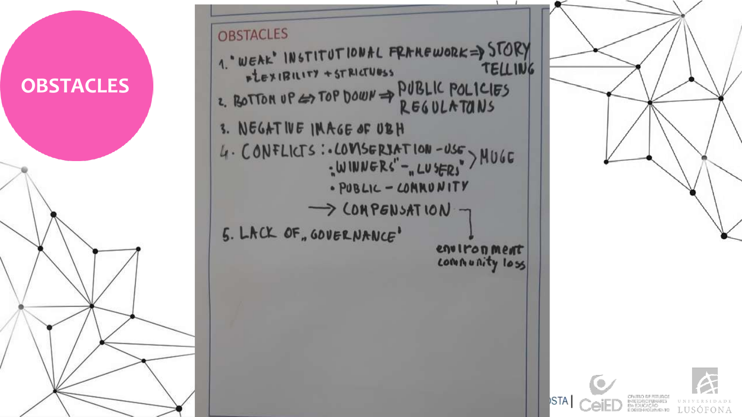# OBSTACLES

OBSTACLES

1. "WEAK" INSTITUTIONAL FRAMEWORK ⇒ STORY TELLING
   - FLEXIBILITY + STRICTNESS
2. BOTTOM UP ⇔ TOP DOWN ⇒ PUBLIC POLICIES REGULATIONS
3. NEGATIVE IMAGE OF UBH
4. CONFLICTS:
   - CONSERVATION - USE
   - "WINNERS" - "LOSERS"
   - PUBLIC - COMMUNITY

   } HUGE

   → COMPENSATION → environment community loss
5. LACK OF "GOVERNANCE"

STA | CeiED CENTRO DE ESTUDOS INTERDISCIPLINARES EM EDUCAÇÃO E DESENVOLVIMENTO | UNIVERSIDADE LUSÓFONA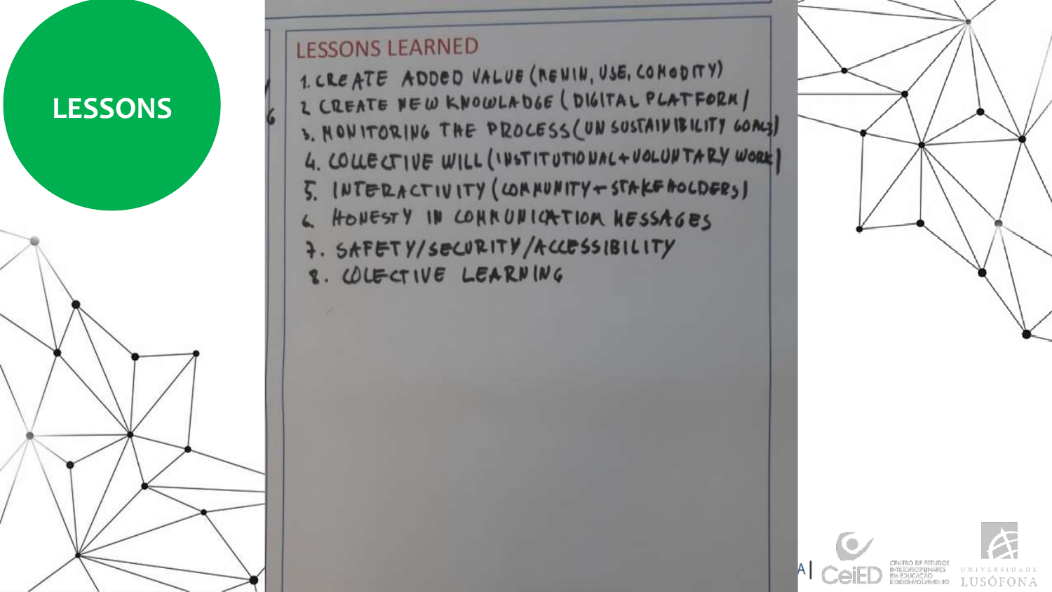# LESSONS

## LESSONS LEARNED

1. CREATE ADDED VALUE (REMIN, USE, COMODITY)
2. CREATE NEW KNOWLADGE (DIGITAL PLATFORM)
3. MONITORING THE PROCESS (UN SUSTAINIBILITY GOALS)
4. COLLECTIVE WILL (INSTITUTIONAL + VOLUNTARY WORK)
5. INTERACTIVITY (COMMUNITY + STAKEHOLDERS)
6. HONESTY IN COMMUNICATION MESSAGES
7. SAFETY/SECURITY/ACCESSIBILITY
8. COLECTIVE LEARNING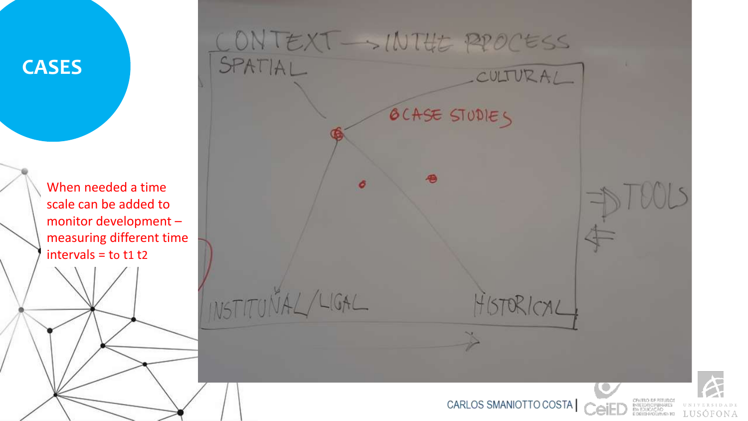# CASES

When needed a time scale can be added to monitor development – measuring different time intervals = to t1 t2

CONTEXT → IN THE PROCESS

SPATIAL

CULTURAL

CASE STUDIES

INSTITUTIONAL/LEGAL

HISTORICAL

⇒ TOOLS